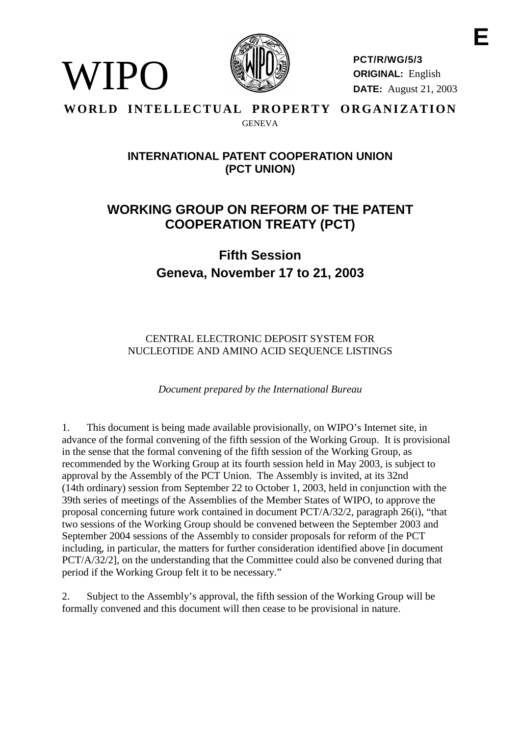E

WIPO

**PCT/R/WG/5/3**
**ORIGINAL:** English
**DATE:** August 21, 2003

**WORLD INTELLECTUAL PROPERTY ORGANIZATION**
GENEVA

## INTERNATIONAL PATENT COOPERATION UNION (PCT UNION)

# WORKING GROUP ON REFORM OF THE PATENT COOPERATION TREATY (PCT)

## Fifth Session
## Geneva, November 17 to 21, 2003

CENTRAL ELECTRONIC DEPOSIT SYSTEM FOR NUCLEOTIDE AND AMINO ACID SEQUENCE LISTINGS

*Document prepared by the International Bureau*

1. This document is being made available provisionally, on WIPO's Internet site, in advance of the formal convening of the fifth session of the Working Group. It is provisional in the sense that the formal convening of the fifth session of the Working Group, as recommended by the Working Group at its fourth session held in May 2003, is subject to approval by the Assembly of the PCT Union. The Assembly is invited, at its 32nd (14th ordinary) session from September 22 to October 1, 2003, held in conjunction with the 39th series of meetings of the Assemblies of the Member States of WIPO, to approve the proposal concerning future work contained in document PCT/A/32/2, paragraph 26(i), "that two sessions of the Working Group should be convened between the September 2003 and September 2004 sessions of the Assembly to consider proposals for reform of the PCT including, in particular, the matters for further consideration identified above [in document PCT/A/32/2], on the understanding that the Committee could also be convened during that period if the Working Group felt it to be necessary."

2. Subject to the Assembly's approval, the fifth session of the Working Group will be formally convened and this document will then cease to be provisional in nature.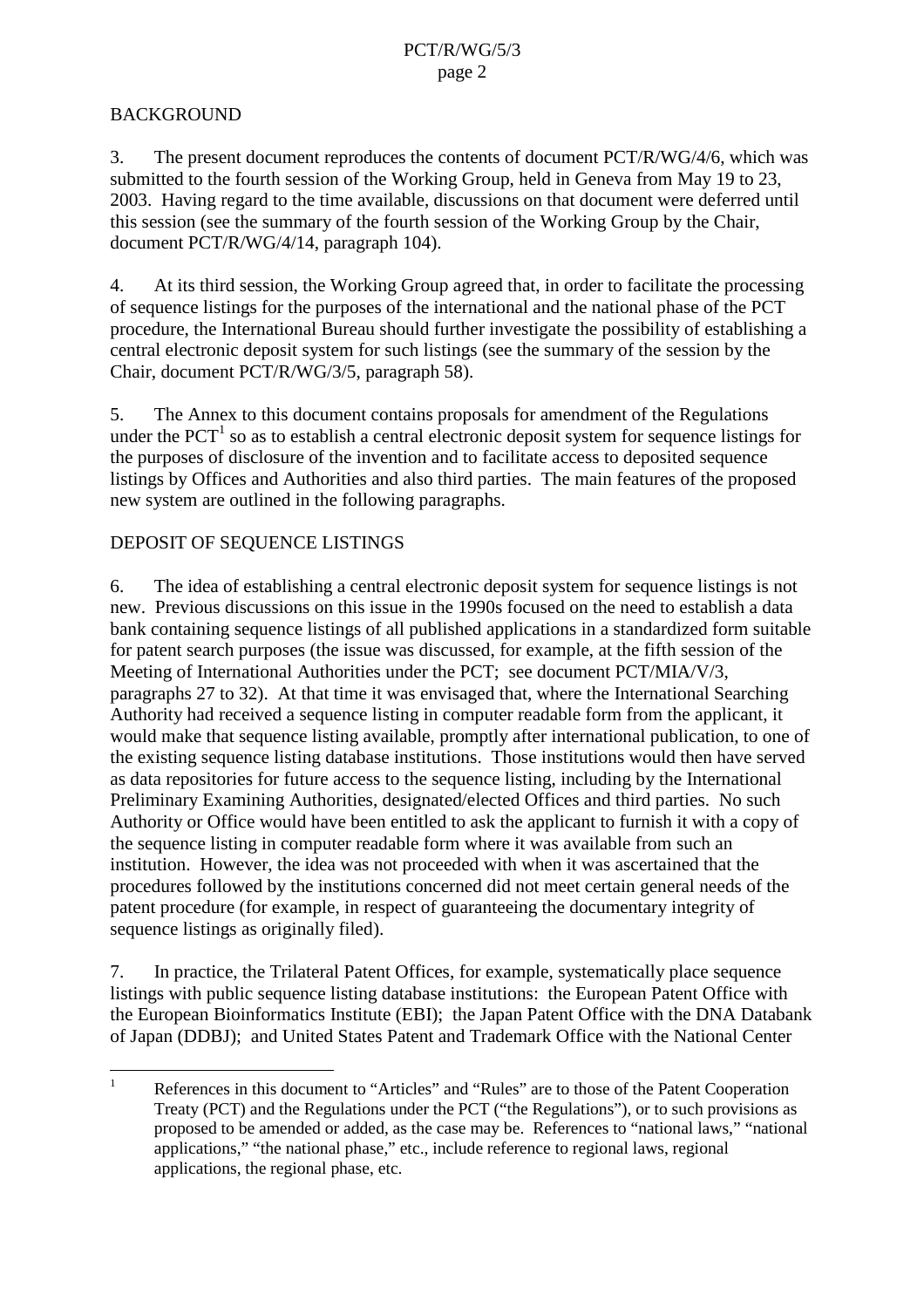## BACKGROUND

3. The present document reproduces the contents of document PCT/R/WG/4/6, which was submitted to the fourth session of the Working Group, held in Geneva from May 19 to 23, 2003. Having regard to the time available, discussions on that document were deferred until this session (see the summary of the fourth session of the Working Group by the Chair, document PCT/R/WG/4/14, paragraph 104).

4. At its third session, the Working Group agreed that, in order to facilitate the processing of sequence listings for the purposes of the international and the national phase of the PCT procedure, the International Bureau should further investigate the possibility of establishing a central electronic deposit system for such listings (see the summary of the session by the Chair, document PCT/R/WG/3/5, paragraph 58).

5. The Annex to this document contains proposals for amendment of the Regulations under the PCT[1] so as to establish a central electronic deposit system for sequence listings for the purposes of disclosure of the invention and to facilitate access to deposited sequence listings by Offices and Authorities and also third parties. The main features of the proposed new system are outlined in the following paragraphs.

## DEPOSIT OF SEQUENCE LISTINGS

6. The idea of establishing a central electronic deposit system for sequence listings is not new. Previous discussions on this issue in the 1990s focused on the need to establish a data bank containing sequence listings of all published applications in a standardized form suitable for patent search purposes (the issue was discussed, for example, at the fifth session of the Meeting of International Authorities under the PCT; see document PCT/MIA/V/3, paragraphs 27 to 32). At that time it was envisaged that, where the International Searching Authority had received a sequence listing in computer readable form from the applicant, it would make that sequence listing available, promptly after international publication, to one of the existing sequence listing database institutions. Those institutions would then have served as data repositories for future access to the sequence listing, including by the International Preliminary Examining Authorities, designated/elected Offices and third parties. No such Authority or Office would have been entitled to ask the applicant to furnish it with a copy of the sequence listing in computer readable form where it was available from such an institution. However, the idea was not proceeded with when it was ascertained that the procedures followed by the institutions concerned did not meet certain general needs of the patent procedure (for example, in respect of guaranteeing the documentary integrity of sequence listings as originally filed).

7. In practice, the Trilateral Patent Offices, for example, systematically place sequence listings with public sequence listing database institutions: the European Patent Office with the European Bioinformatics Institute (EBI); the Japan Patent Office with the DNA Databank of Japan (DDBJ); and United States Patent and Trademark Office with the National Center

---

[1] References in this document to "Articles" and "Rules" are to those of the Patent Cooperation Treaty (PCT) and the Regulations under the PCT ("the Regulations"), or to such provisions as proposed to be amended or added, as the case may be. References to "national laws," "national applications," "the national phase," etc., include reference to regional laws, regional applications, the regional phase, etc.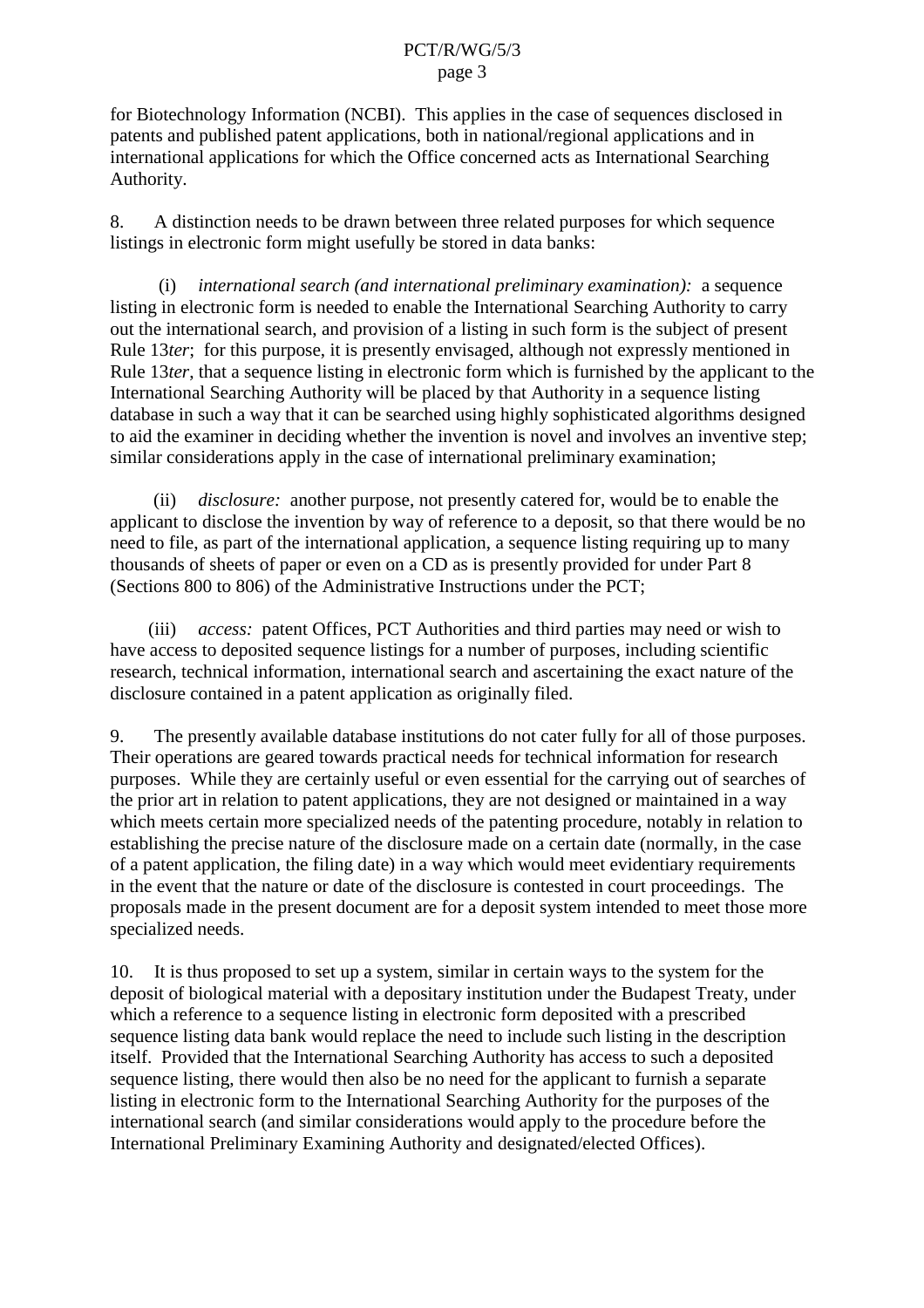for Biotechnology Information (NCBI). This applies in the case of sequences disclosed in patents and published patent applications, both in national/regional applications and in international applications for which the Office concerned acts as International Searching Authority.

8. A distinction needs to be drawn between three related purposes for which sequence listings in electronic form might usefully be stored in data banks:

(i) *international search (and international preliminary examination):* a sequence listing in electronic form is needed to enable the International Searching Authority to carry out the international search, and provision of a listing in such form is the subject of present Rule 13*ter*; for this purpose, it is presently envisaged, although not expressly mentioned in Rule 13*ter*, that a sequence listing in electronic form which is furnished by the applicant to the International Searching Authority will be placed by that Authority in a sequence listing database in such a way that it can be searched using highly sophisticated algorithms designed to aid the examiner in deciding whether the invention is novel and involves an inventive step; similar considerations apply in the case of international preliminary examination;

(ii) *disclosure:* another purpose, not presently catered for, would be to enable the applicant to disclose the invention by way of reference to a deposit, so that there would be no need to file, as part of the international application, a sequence listing requiring up to many thousands of sheets of paper or even on a CD as is presently provided for under Part 8 (Sections 800 to 806) of the Administrative Instructions under the PCT;

(iii) *access:* patent Offices, PCT Authorities and third parties may need or wish to have access to deposited sequence listings for a number of purposes, including scientific research, technical information, international search and ascertaining the exact nature of the disclosure contained in a patent application as originally filed.

9. The presently available database institutions do not cater fully for all of those purposes. Their operations are geared towards practical needs for technical information for research purposes. While they are certainly useful or even essential for the carrying out of searches of the prior art in relation to patent applications, they are not designed or maintained in a way which meets certain more specialized needs of the patenting procedure, notably in relation to establishing the precise nature of the disclosure made on a certain date (normally, in the case of a patent application, the filing date) in a way which would meet evidentiary requirements in the event that the nature or date of the disclosure is contested in court proceedings. The proposals made in the present document are for a deposit system intended to meet those more specialized needs.

10. It is thus proposed to set up a system, similar in certain ways to the system for the deposit of biological material with a depositary institution under the Budapest Treaty, under which a reference to a sequence listing in electronic form deposited with a prescribed sequence listing data bank would replace the need to include such listing in the description itself. Provided that the International Searching Authority has access to such a deposited sequence listing, there would then also be no need for the applicant to furnish a separate listing in electronic form to the International Searching Authority for the purposes of the international search (and similar considerations would apply to the procedure before the International Preliminary Examining Authority and designated/elected Offices).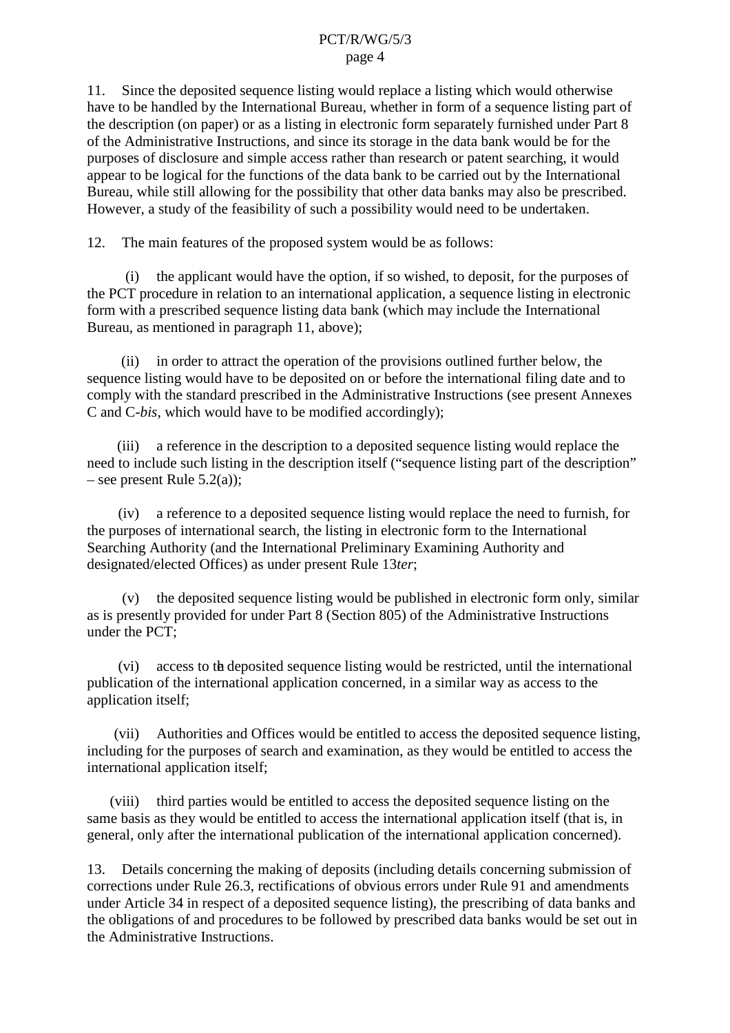11. Since the deposited sequence listing would replace a listing which would otherwise have to be handled by the International Bureau, whether in form of a sequence listing part of the description (on paper) or as a listing in electronic form separately furnished under Part 8 of the Administrative Instructions, and since its storage in the data bank would be for the purposes of disclosure and simple access rather than research or patent searching, it would appear to be logical for the functions of the data bank to be carried out by the International Bureau, while still allowing for the possibility that other data banks may also be prescribed. However, a study of the feasibility of such a possibility would need to be undertaken.

12. The main features of the proposed system would be as follows:

(i) the applicant would have the option, if so wished, to deposit, for the purposes of the PCT procedure in relation to an international application, a sequence listing in electronic form with a prescribed sequence listing data bank (which may include the International Bureau, as mentioned in paragraph 11, above);

(ii) in order to attract the operation of the provisions outlined further below, the sequence listing would have to be deposited on or before the international filing date and to comply with the standard prescribed in the Administrative Instructions (see present Annexes C and C-*bis*, which would have to be modified accordingly);

(iii) a reference in the description to a deposited sequence listing would replace the need to include such listing in the description itself ("sequence listing part of the description" – see present Rule 5.2(a));

(iv) a reference to a deposited sequence listing would replace the need to furnish, for the purposes of international search, the listing in electronic form to the International Searching Authority (and the International Preliminary Examining Authority and designated/elected Offices) as under present Rule 13*ter*;

(v) the deposited sequence listing would be published in electronic form only, similar as is presently provided for under Part 8 (Section 805) of the Administrative Instructions under the PCT;

(vi) access to the deposited sequence listing would be restricted, until the international publication of the international application concerned, in a similar way as access to the application itself;

(vii) Authorities and Offices would be entitled to access the deposited sequence listing, including for the purposes of search and examination, as they would be entitled to access the international application itself;

(viii) third parties would be entitled to access the deposited sequence listing on the same basis as they would be entitled to access the international application itself (that is, in general, only after the international publication of the international application concerned).

13. Details concerning the making of deposits (including details concerning submission of corrections under Rule 26.3, rectifications of obvious errors under Rule 91 and amendments under Article 34 in respect of a deposited sequence listing), the prescribing of data banks and the obligations of and procedures to be followed by prescribed data banks would be set out in the Administrative Instructions.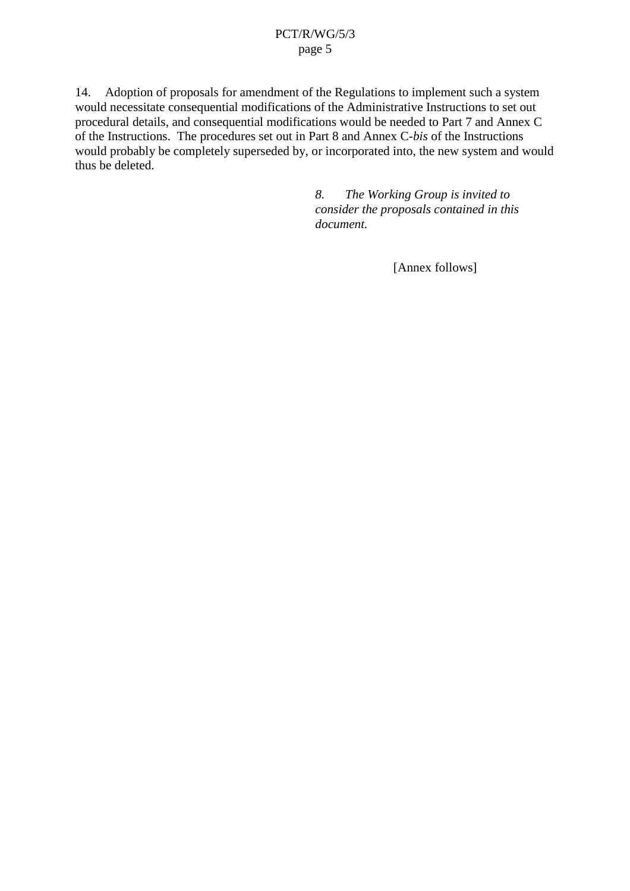14. Adoption of proposals for amendment of the Regulations to implement such a system would necessitate consequential modifications of the Administrative Instructions to set out procedural details, and consequential modifications would be needed to Part 7 and Annex C of the Instructions. The procedures set out in Part 8 and Annex C-*bis* of the Instructions would probably be completely superseded by, or incorporated into, the new system and would thus be deleted.

*8. The Working Group is invited to consider the proposals contained in this document.*

[Annex follows]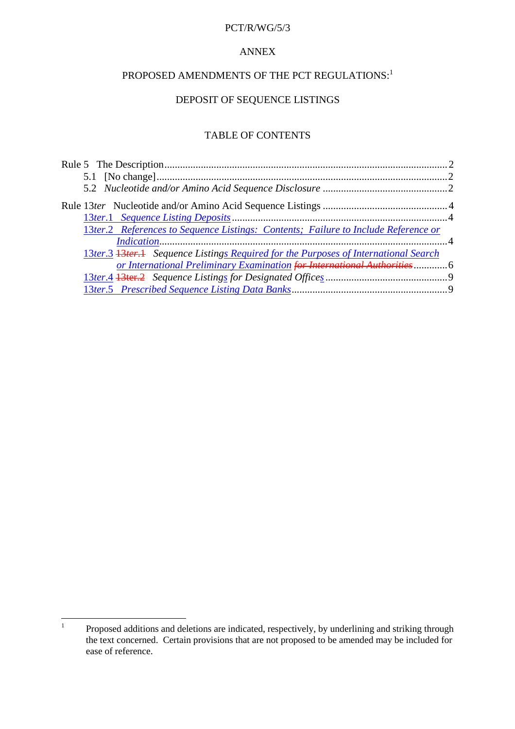PCT/R/WG/5/3

ANNEX

PROPOSED AMENDMENTS OF THE PCT REGULATIONS:[1]

DEPOSIT OF SEQUENCE LISTINGS

TABLE OF CONTENTS

Rule 5 The Description .......................................................................................................... 2
 5.1 [No change] ............................................................................................................... 2
 5.2 *Nucleotide and/or Amino Acid Sequence Disclosure* ................................................ 2

Rule 13*ter* Nucleotide and/or Amino Acid Sequence Listings ................................................ 4
 13*ter*.1 *Sequence Listing Deposits* ................................................................................ 4
 13*ter*.2 *References to Sequence Listings: Contents; Failure to Include Reference or Indication* .......................................................................................................................... 4
 13*ter*.3 ~~13*ter*.1~~ *Sequence Listings Required for the Purposes of International Search or International Preliminary Examination* ~~*for International Authorities*~~ ............ 6
 13*ter*.4 ~~13ter.2~~ *Sequence Listings for Designated Offices* ............................................... 9
 13*ter*.5 *Prescribed Sequence Listing Data Banks* ........................................................... 9

---

[1] Proposed additions and deletions are indicated, respectively, by underlining and striking through the text concerned. Certain provisions that are not proposed to be amended may be included for ease of reference.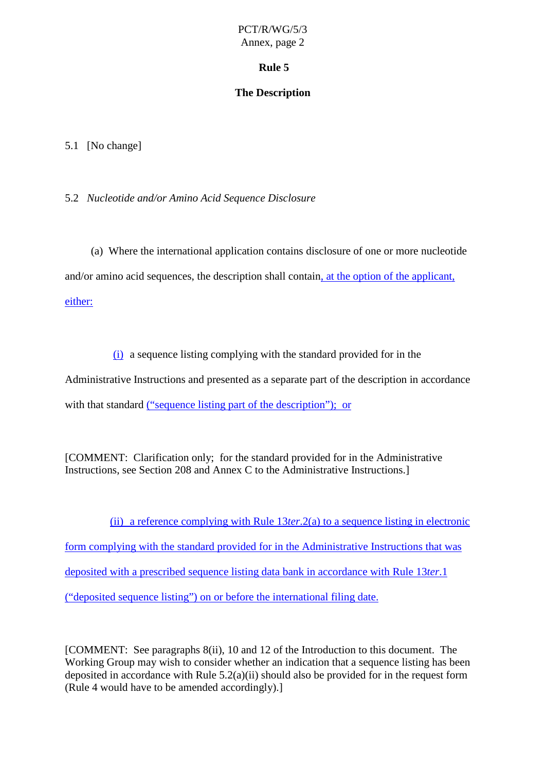## Rule 5

## The Description

5.1 [No change]

5.2 *Nucleotide and/or Amino Acid Sequence Disclosure*

(a) Where the international application contains disclosure of one or more nucleotide and/or amino acid sequences, the description shall contain, at the option of the applicant, either:

(i) a sequence listing complying with the standard provided for in the Administrative Instructions and presented as a separate part of the description in accordance with that standard (“sequence listing part of the description”); or

[COMMENT: Clarification only; for the standard provided for in the Administrative Instructions, see Section 208 and Annex C to the Administrative Instructions.]

(ii) a reference complying with Rule 13*ter*.2(a) to a sequence listing in electronic form complying with the standard provided for in the Administrative Instructions that was deposited with a prescribed sequence listing data bank in accordance with Rule 13*ter*.1 (“deposited sequence listing”) on or before the international filing date.

[COMMENT: See paragraphs 8(ii), 10 and 12 of the Introduction to this document. The Working Group may wish to consider whether an indication that a sequence listing has been deposited in accordance with Rule 5.2(a)(ii) should also be provided for in the request form (Rule 4 would have to be amended accordingly).]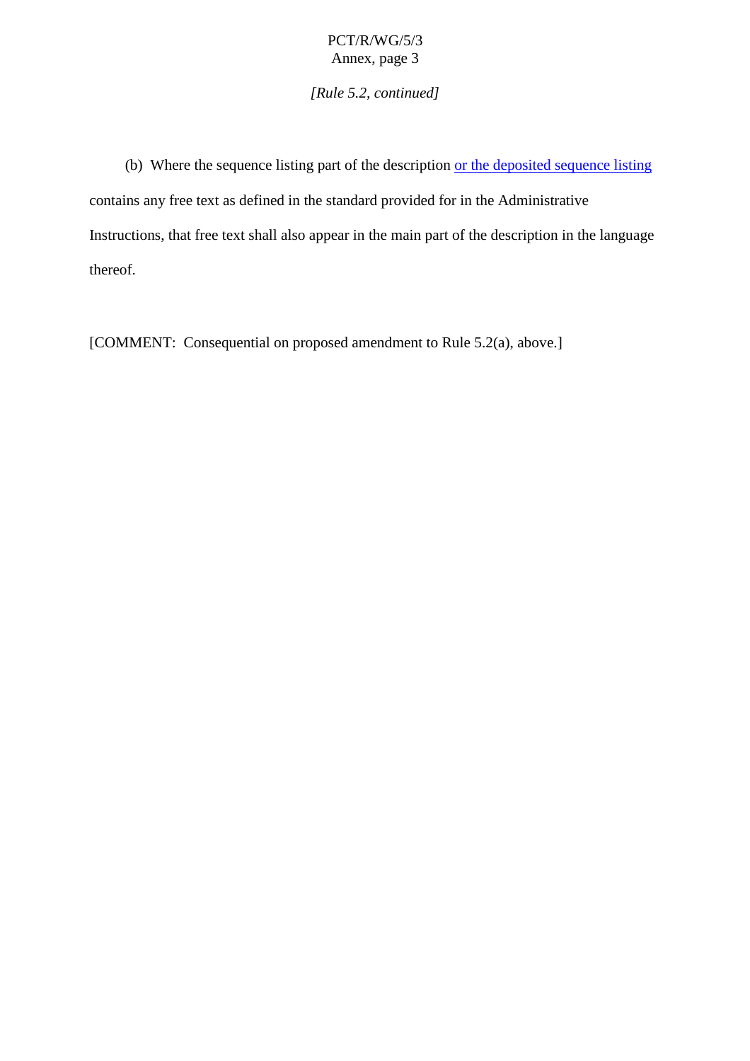*[Rule 5.2, continued]*

(b) Where the sequence listing part of the description <u>or the deposited sequence listing</u> contains any free text as defined in the standard provided for in the Administrative Instructions, that free text shall also appear in the main part of the description in the language thereof.

[COMMENT: Consequential on proposed amendment to Rule 5.2(a), above.]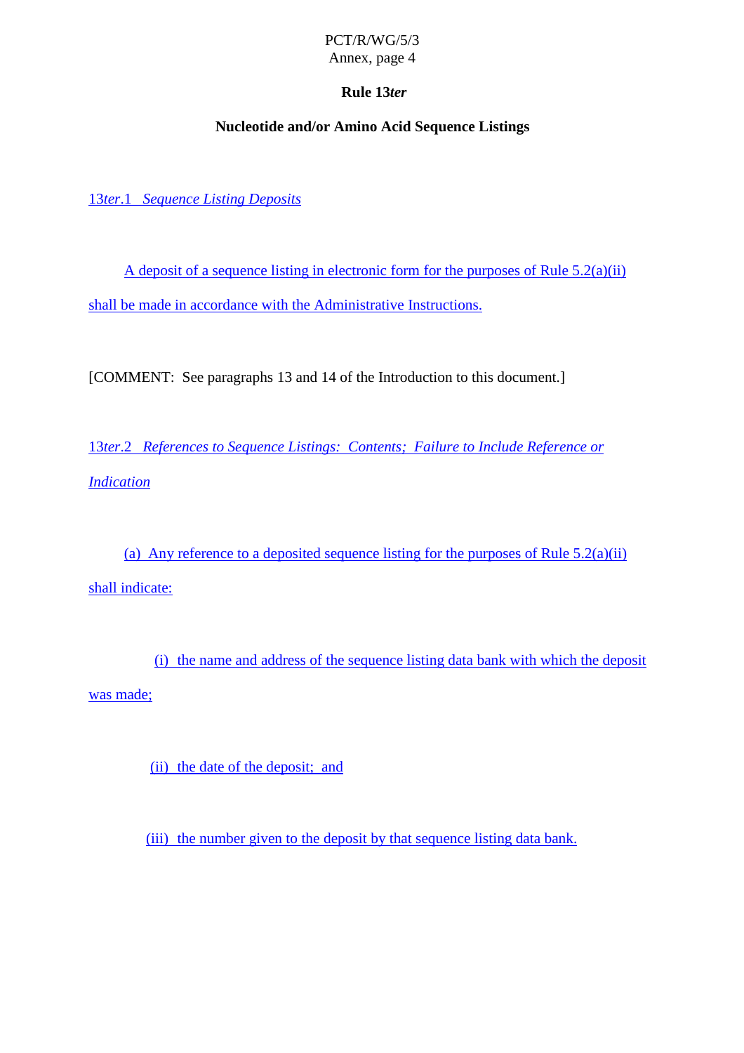# Rule 13*ter*

## Nucleotide and/or Amino Acid Sequence Listings

13*ter*.1 *Sequence Listing Deposits*

A deposit of a sequence listing in electronic form for the purposes of Rule 5.2(a)(ii) shall be made in accordance with the Administrative Instructions.

[COMMENT: See paragraphs 13 and 14 of the Introduction to this document.]

13*ter*.2 *References to Sequence Listings: Contents; Failure to Include Reference or Indication*

(a) Any reference to a deposited sequence listing for the purposes of Rule 5.2(a)(ii) shall indicate:

(i) the name and address of the sequence listing data bank with which the deposit was made;

(ii) the date of the deposit; and

(iii) the number given to the deposit by that sequence listing data bank.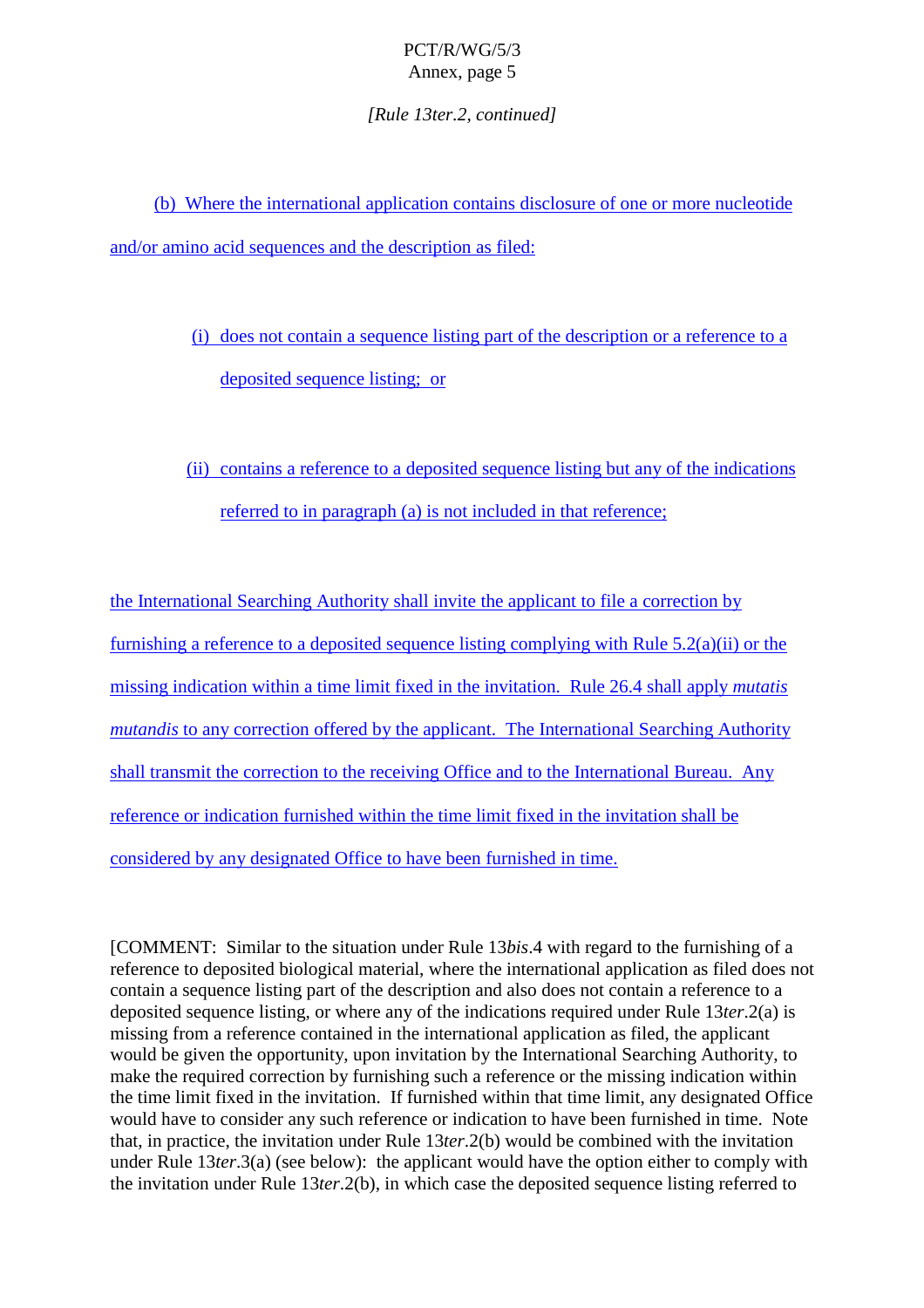[Rule 13*ter*.2, *continued*]

(b) Where the international application contains disclosure of one or more nucleotide and/or amino acid sequences and the description as filed:

(i) does not contain a sequence listing part of the description or a reference to a deposited sequence listing; or

(ii) contains a reference to a deposited sequence listing but any of the indications referred to in paragraph (a) is not included in that reference;

the International Searching Authority shall invite the applicant to file a correction by furnishing a reference to a deposited sequence listing complying with Rule 5.2(a)(ii) or the missing indication within a time limit fixed in the invitation. Rule 26.4 shall apply *mutatis mutandis* to any correction offered by the applicant. The International Searching Authority shall transmit the correction to the receiving Office and to the International Bureau. Any reference or indication furnished within the time limit fixed in the invitation shall be considered by any designated Office to have been furnished in time.

[COMMENT: Similar to the situation under Rule 13*bis*.4 with regard to the furnishing of a reference to deposited biological material, where the international application as filed does not contain a sequence listing part of the description and also does not contain a reference to a deposited sequence listing, or where any of the indications required under Rule 13*ter*.2(a) is missing from a reference contained in the international application as filed, the applicant would be given the opportunity, upon invitation by the International Searching Authority, to make the required correction by furnishing such a reference or the missing indication within the time limit fixed in the invitation. If furnished within that time limit, any designated Office would have to consider any such reference or indication to have been furnished in time. Note that, in practice, the invitation under Rule 13*ter*.2(b) would be combined with the invitation under Rule 13*ter*.3(a) (see below): the applicant would have the option either to comply with the invitation under Rule 13*ter*.2(b), in which case the deposited sequence listing referred to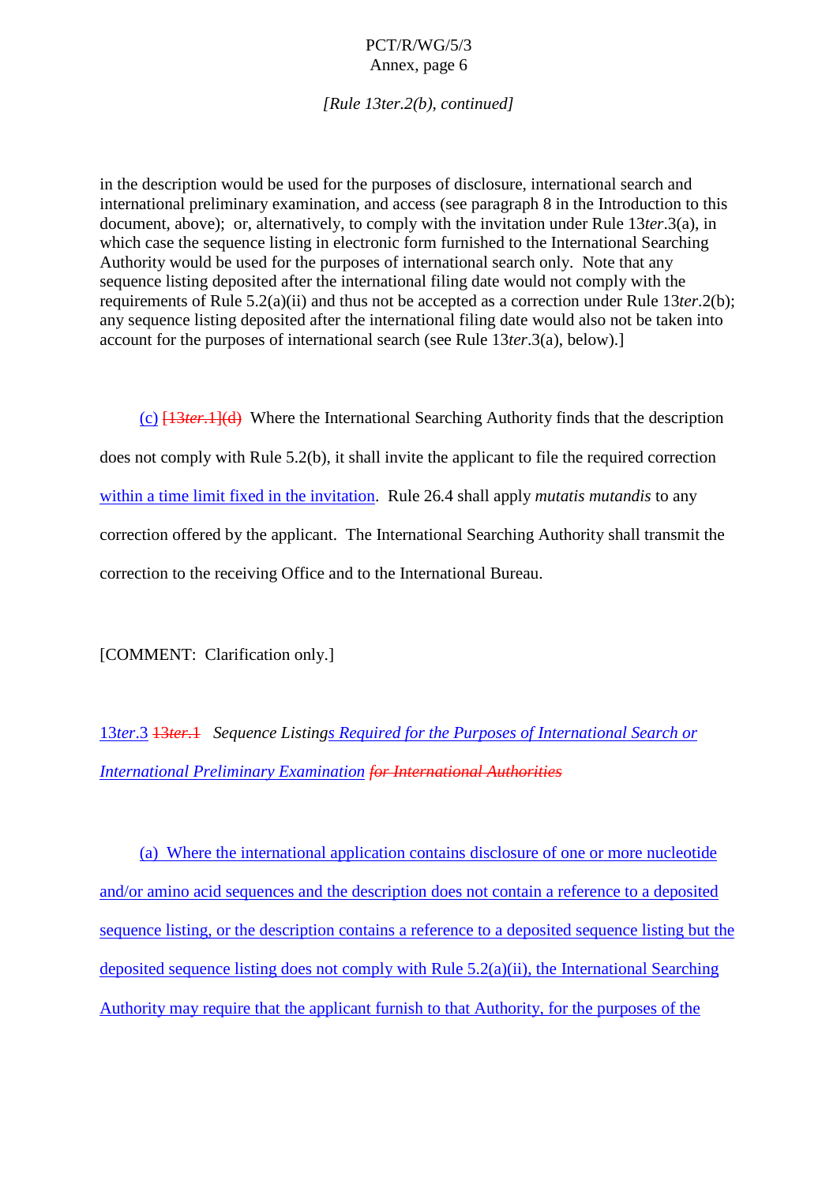*[Rule 13ter.2(b), continued]*

in the description would be used for the purposes of disclosure, international search and international preliminary examination, and access (see paragraph 8 in the Introduction to this document, above); or, alternatively, to comply with the invitation under Rule 13*ter*.3(a), in which case the sequence listing in electronic form furnished to the International Searching Authority would be used for the purposes of international search only. Note that any sequence listing deposited after the international filing date would not comply with the requirements of Rule 5.2(a)(ii) and thus not be accepted as a correction under Rule 13*ter*.2(b); any sequence listing deposited after the international filing date would also not be taken into account for the purposes of international search (see Rule 13*ter*.3(a), below).]

(c) ~~[13*ter*.1](d)~~ Where the International Searching Authority finds that the description does not comply with Rule 5.2(b), it shall invite the applicant to file the required correction within a time limit fixed in the invitation. Rule 26.4 shall apply *mutatis mutandis* to any correction offered by the applicant. The International Searching Authority shall transmit the correction to the receiving Office and to the International Bureau.

[COMMENT: Clarification only.]

13*ter*.3 ~~13*ter*.1~~ *Sequence Listings Required for the Purposes of International Search or International Preliminary Examination ~~for International Authorities~~*

(a) Where the international application contains disclosure of one or more nucleotide and/or amino acid sequences and the description does not contain a reference to a deposited sequence listing, or the description contains a reference to a deposited sequence listing but the deposited sequence listing does not comply with Rule 5.2(a)(ii), the International Searching Authority may require that the applicant furnish to that Authority, for the purposes of the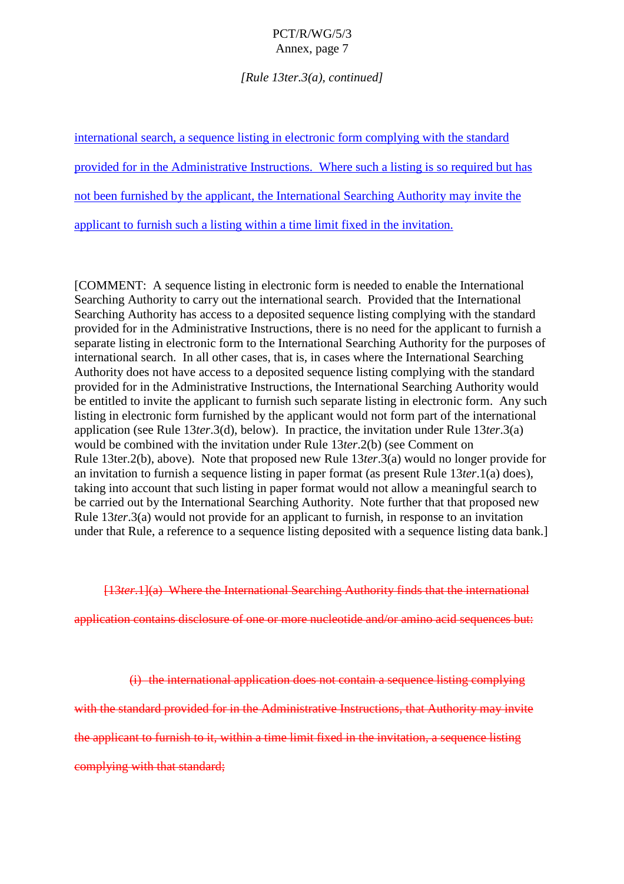*[Rule 13ter.3(a), continued]*

<u>international search, a sequence listing in electronic form complying with the standard provided for in the Administrative Instructions. Where such a listing is so required but has not been furnished by the applicant, the International Searching Authority may invite the applicant to furnish such a listing within a time limit fixed in the invitation.</u>

[COMMENT: A sequence listing in electronic form is needed to enable the International Searching Authority to carry out the international search. Provided that the International Searching Authority has access to a deposited sequence listing complying with the standard provided for in the Administrative Instructions, there is no need for the applicant to furnish a separate listing in electronic form to the International Searching Authority for the purposes of international search. In all other cases, that is, in cases where the International Searching Authority does not have access to a deposited sequence listing complying with the standard provided for in the Administrative Instructions, the International Searching Authority would be entitled to invite the applicant to furnish such separate listing in electronic form. Any such listing in electronic form furnished by the applicant would not form part of the international application (see Rule 13*ter*.3(d), below). In practice, the invitation under Rule 13*ter*.3(a) would be combined with the invitation under Rule 13*ter*.2(b) (see Comment on Rule 13ter.2(b), above). Note that proposed new Rule 13*ter*.3(a) would no longer provide for an invitation to furnish a sequence listing in paper format (as present Rule 13*ter*.1(a) does), taking into account that such listing in paper format would not allow a meaningful search to be carried out by the International Searching Authority. Note further that that proposed new Rule 13*ter*.3(a) would not provide for an applicant to furnish, in response to an invitation under that Rule, a reference to a sequence listing deposited with a sequence listing data bank.]

~~[13*ter*.1](a) Where the International Searching Authority finds that the international application contains disclosure of one or more nucleotide and/or amino acid sequences but:~~

~~(i) the international application does not contain a sequence listing complying with the standard provided for in the Administrative Instructions, that Authority may invite the applicant to furnish to it, within a time limit fixed in the invitation, a sequence listing complying with that standard;~~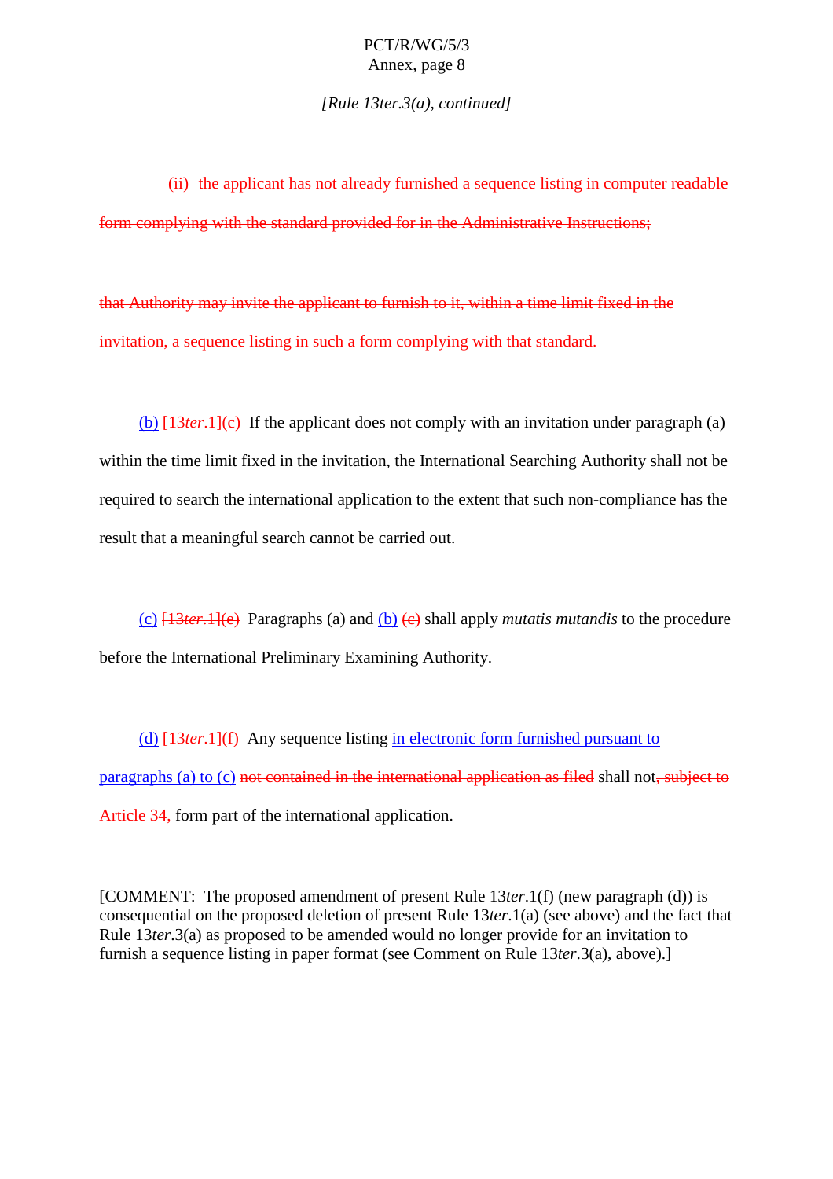*[Rule 13ter.3(a), continued]*

~~(ii) the applicant has not already furnished a sequence listing in computer readable form complying with the standard provided for in the Administrative Instructions;~~

~~that Authority may invite the applicant to furnish to it, within a time limit fixed in the invitation, a sequence listing in such a form complying with that standard.~~

<u>(b)</u> ~~[13*ter*.1](c)~~ If the applicant does not comply with an invitation under paragraph (a) within the time limit fixed in the invitation, the International Searching Authority shall not be required to search the international application to the extent that such non-compliance has the result that a meaningful search cannot be carried out.

<u>(c)</u> ~~[13*ter*.1](e)~~ Paragraphs (a) and <u>(b)</u> ~~(c)~~ shall apply *mutatis mutandis* to the procedure before the International Preliminary Examining Authority.

<u>(d)</u> ~~[13*ter*.1](f)~~ Any sequence listing <u>in electronic form furnished pursuant to paragraphs (a) to (c)</u> ~~not contained in the international application as filed~~ shall not~~, subject to Article 34,~~ form part of the international application.

[COMMENT: The proposed amendment of present Rule 13*ter*.1(f) (new paragraph (d)) is consequential on the proposed deletion of present Rule 13*ter*.1(a) (see above) and the fact that Rule 13*ter*.3(a) as proposed to be amended would no longer provide for an invitation to furnish a sequence listing in paper format (see Comment on Rule 13*ter*.3(a), above).]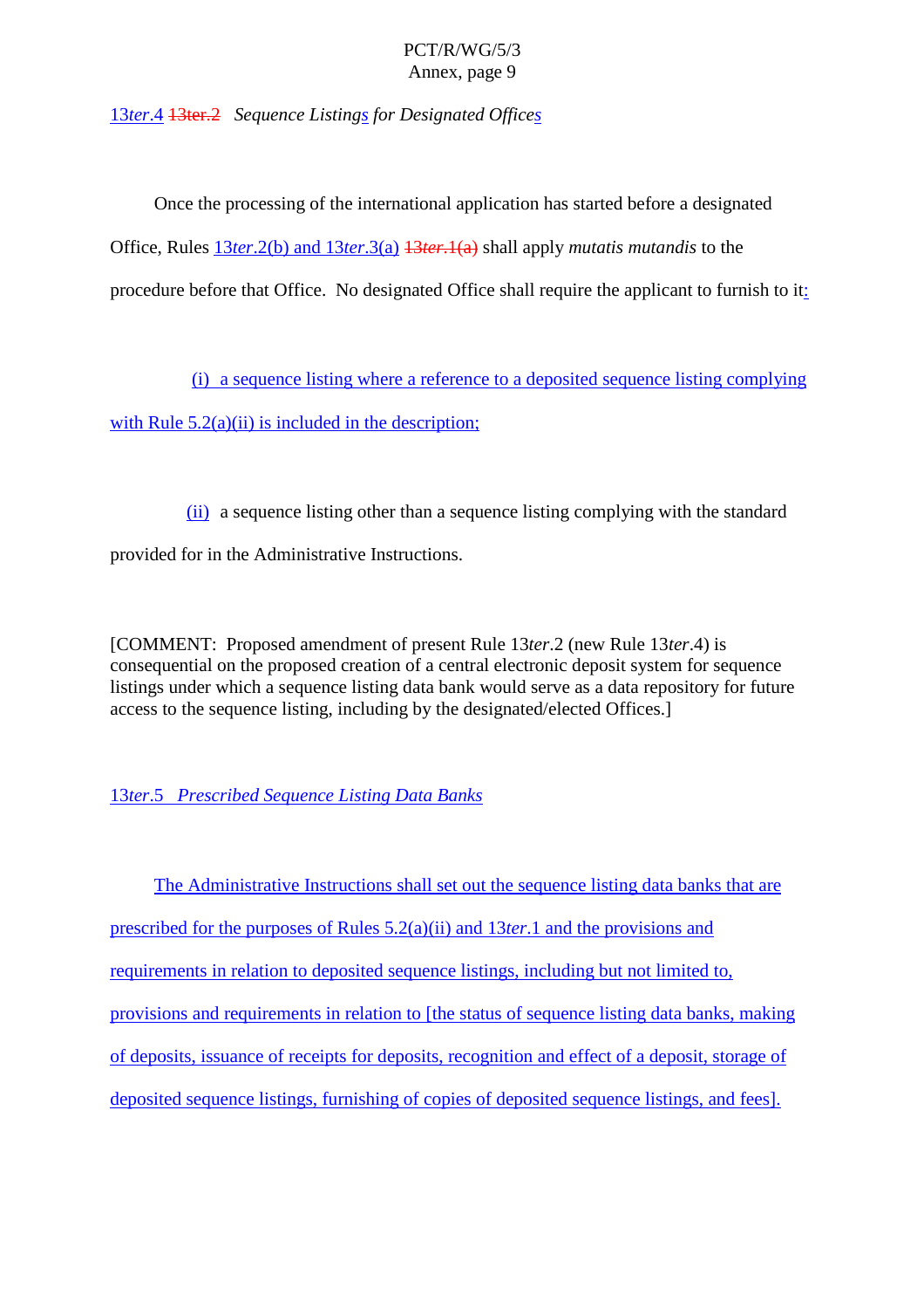13*ter*.4 ~~13ter.2~~ *Sequence Listings for Designated Offices*

Once the processing of the international application has started before a designated Office, Rules 13*ter*.2(b) and 13*ter*.3(a) ~~13*ter*.1(a)~~ shall apply *mutatis mutandis* to the procedure before that Office. No designated Office shall require the applicant to furnish to it:

(i) a sequence listing where a reference to a deposited sequence listing complying with Rule 5.2(a)(ii) is included in the description;

(ii) a sequence listing other than a sequence listing complying with the standard provided for in the Administrative Instructions.

[COMMENT: Proposed amendment of present Rule 13*ter*.2 (new Rule 13*ter*.4) is consequential on the proposed creation of a central electronic deposit system for sequence listings under which a sequence listing data bank would serve as a data repository for future access to the sequence listing, including by the designated/elected Offices.]

13*ter*.5 *Prescribed Sequence Listing Data Banks*

The Administrative Instructions shall set out the sequence listing data banks that are prescribed for the purposes of Rules 5.2(a)(ii) and 13*ter*.1 and the provisions and requirements in relation to deposited sequence listings, including but not limited to, provisions and requirements in relation to [the status of sequence listing data banks, making of deposits, issuance of receipts for deposits, recognition and effect of a deposit, storage of deposited sequence listings, furnishing of copies of deposited sequence listings, and fees].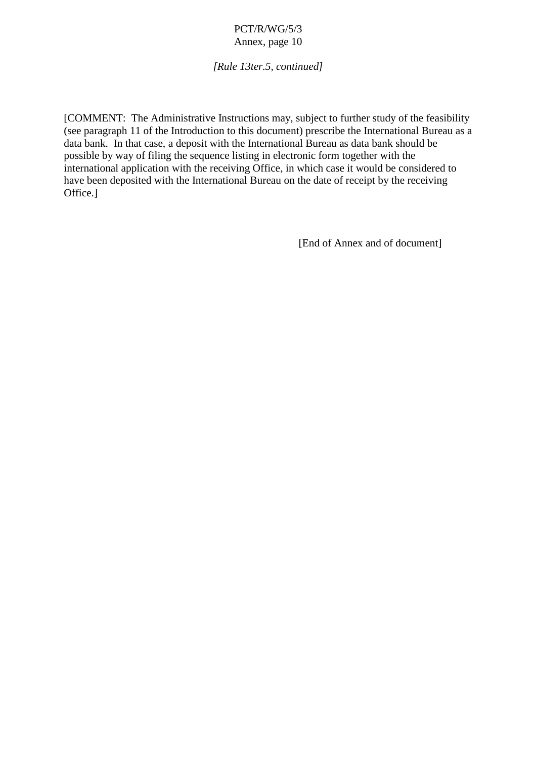*[Rule 13ter.5, continued]*

[COMMENT: The Administrative Instructions may, subject to further study of the feasibility (see paragraph 11 of the Introduction to this document) prescribe the International Bureau as a data bank. In that case, a deposit with the International Bureau as data bank should be possible by way of filing the sequence listing in electronic form together with the international application with the receiving Office, in which case it would be considered to have been deposited with the International Bureau on the date of receipt by the receiving Office.]

[End of Annex and of document]